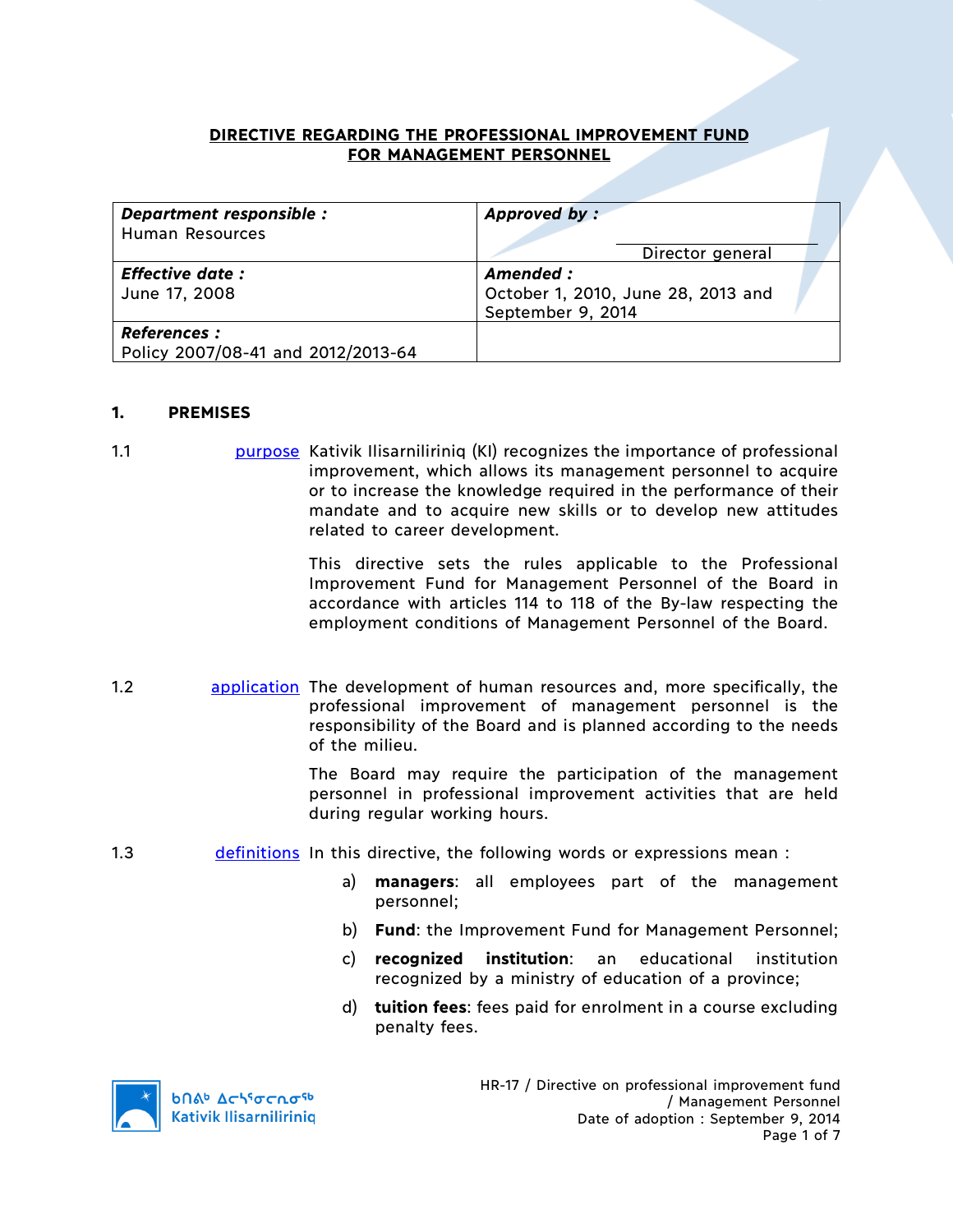# DIRECTIVE REGARDING THE PROFESSIONAL IMPROVEMENT FUND FOR MANAGEMENT PERSONNEL

| ***Department responsible :*** Human Resources | ***Approved by :*** Director general |
|---|---|
| ***Effective date :*** June 17, 2008 | ***Amended :*** October 1, 2010, June 28, 2013 and September 9, 2014 |
| ***References :*** Policy 2007/08-41 and 2012/2013-64 | |

## 1. PREMISES

1.1 purpose

Kativik Ilisarniliriniq (KI) recognizes the importance of professional improvement, which allows its management personnel to acquire or to increase the knowledge required in the performance of their mandate and to acquire new skills or to develop new attitudes related to career development.

This directive sets the rules applicable to the Professional Improvement Fund for Management Personnel of the Board in accordance with articles 114 to 118 of the By-law respecting the employment conditions of Management Personnel of the Board.

1.2 application

The development of human resources and, more specifically, the professional improvement of management personnel is the responsibility of the Board and is planned according to the needs of the milieu.

The Board may require the participation of the management personnel in professional improvement activities that are held during regular working hours.

1.3 definitions

In this directive, the following words or expressions mean :

a) **managers**: all employees part of the management personnel;

b) **Fund**: the Improvement Fund for Management Personnel;

c) **recognized institution**: an educational institution recognized by a ministry of education of a province;

d) **tuition fees**: fees paid for enrolment in a course excluding penalty fees.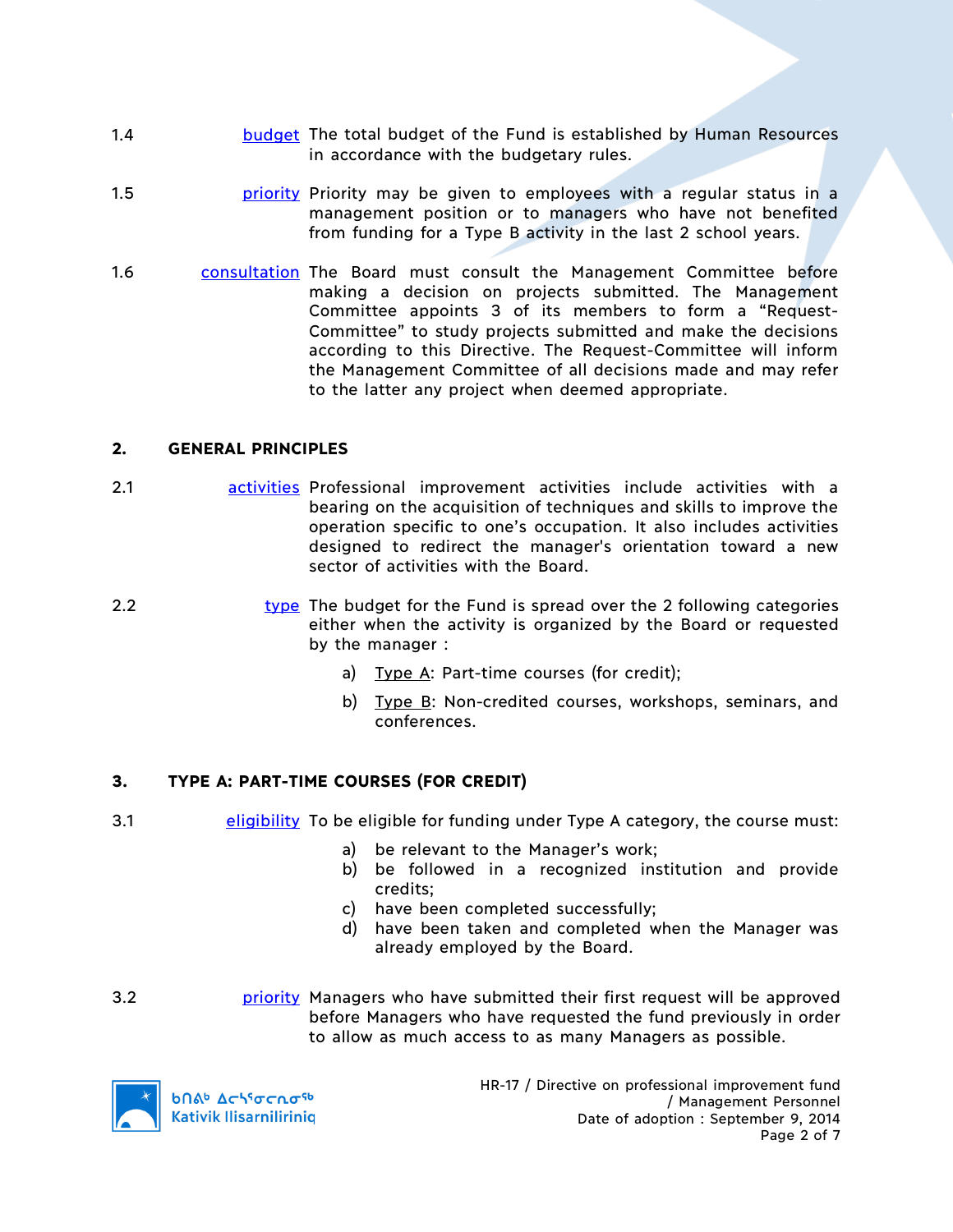1.4 budget The total budget of the Fund is established by Human Resources in accordance with the budgetary rules.

1.5 priority Priority may be given to employees with a regular status in a management position or to managers who have not benefited from funding for a Type B activity in the last 2 school years.

1.6 consultation The Board must consult the Management Committee before making a decision on projects submitted. The Management Committee appoints 3 of its members to form a “Request-Committee” to study projects submitted and make the decisions according to this Directive. The Request-Committee will inform the Management Committee of all decisions made and may refer to the latter any project when deemed appropriate.

## 2. GENERAL PRINCIPLES

2.1 activities Professional improvement activities include activities with a bearing on the acquisition of techniques and skills to improve the operation specific to one’s occupation. It also includes activities designed to redirect the manager's orientation toward a new sector of activities with the Board.

2.2 type The budget for the Fund is spread over the 2 following categories either when the activity is organized by the Board or requested by the manager :

a) Type A: Part-time courses (for credit);

b) Type B: Non-credited courses, workshops, seminars, and conferences.

## 3. TYPE A: PART-TIME COURSES (FOR CREDIT)

3.1 eligibility To be eligible for funding under Type A category, the course must:

a) be relevant to the Manager’s work;
b) be followed in a recognized institution and provide credits;
c) have been completed successfully;
d) have been taken and completed when the Manager was already employed by the Board.

3.2 priority Managers who have submitted their first request will be approved before Managers who have requested the fund previously in order to allow as much access to as many Managers as possible.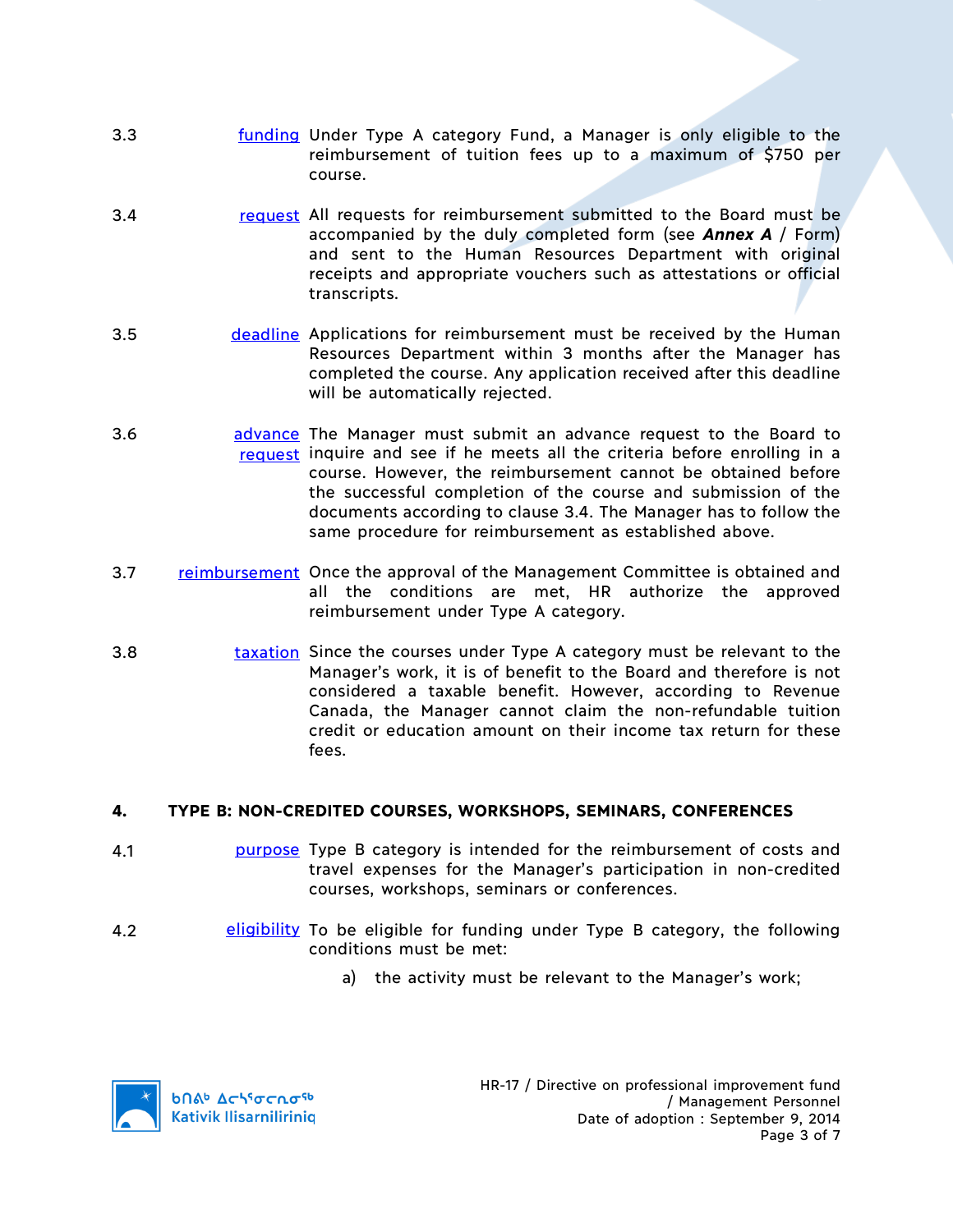3.3 **funding** Under Type A category Fund, a Manager is only eligible to the reimbursement of tuition fees up to a maximum of $750 per course.

3.4 **request** All requests for reimbursement submitted to the Board must be accompanied by the duly completed form (see ***Annex A*** / Form) and sent to the Human Resources Department with original receipts and appropriate vouchers such as attestations or official transcripts.

3.5 **deadline** Applications for reimbursement must be received by the Human Resources Department within 3 months after the Manager has completed the course. Any application received after this deadline will be automatically rejected.

3.6 **advance request** The Manager must submit an advance request to the Board to inquire and see if he meets all the criteria before enrolling in a course. However, the reimbursement cannot be obtained before the successful completion of the course and submission of the documents according to clause 3.4. The Manager has to follow the same procedure for reimbursement as established above.

3.7 **reimbursement** Once the approval of the Management Committee is obtained and all the conditions are met, HR authorize the approved reimbursement under Type A category.

3.8 **taxation** Since the courses under Type A category must be relevant to the Manager's work, it is of benefit to the Board and therefore is not considered a taxable benefit. However, according to Revenue Canada, the Manager cannot claim the non-refundable tuition credit or education amount on their income tax return for these fees.

## 4. TYPE B: NON-CREDITED COURSES, WORKSHOPS, SEMINARS, CONFERENCES

4.1 **purpose** Type B category is intended for the reimbursement of costs and travel expenses for the Manager's participation in non-credited courses, workshops, seminars or conferences.

4.2 **eligibility** To be eligible for funding under Type B category, the following conditions must be met:

a) the activity must be relevant to the Manager's work;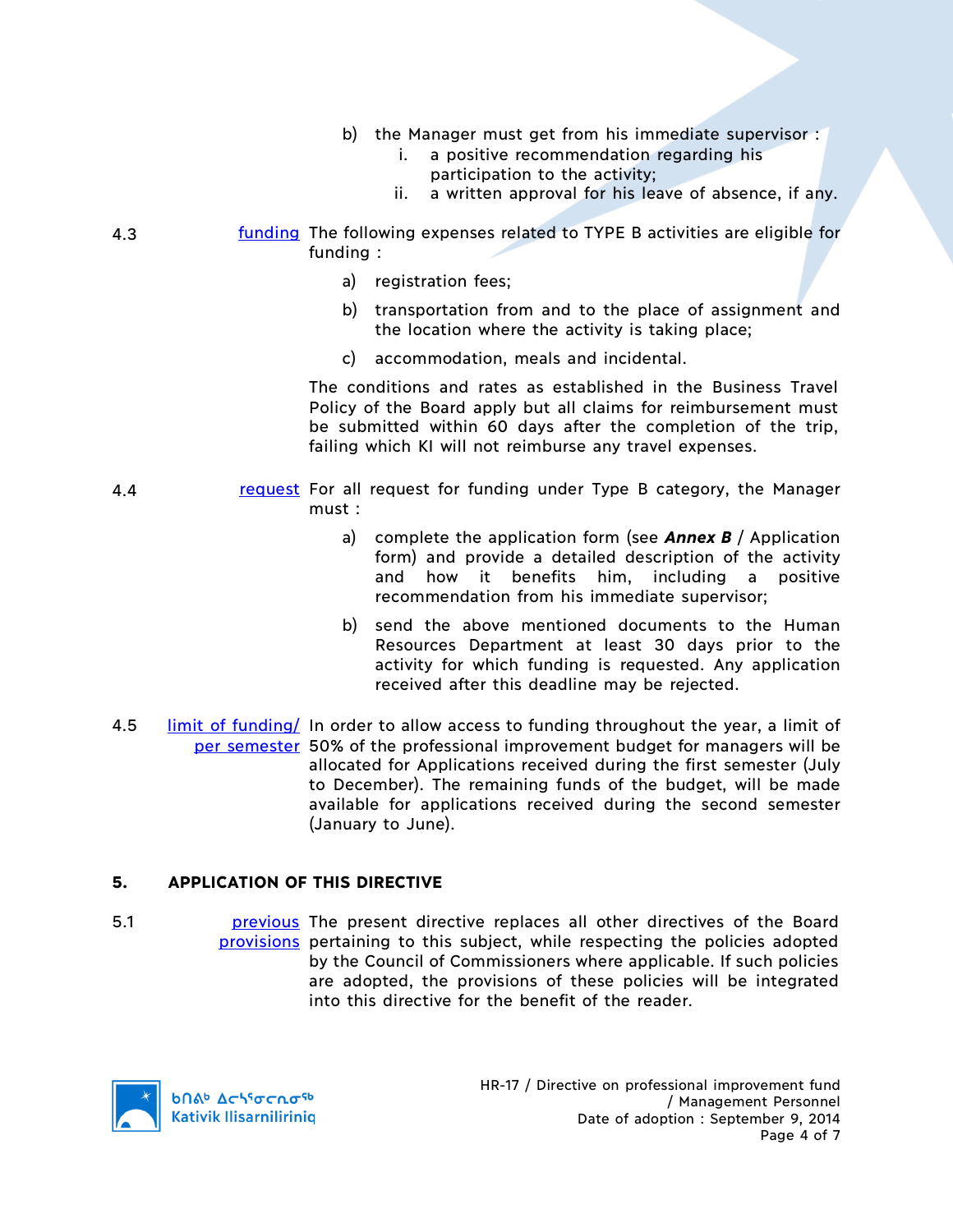b) the Manager must get from his immediate supervisor :
   i. a positive recommendation regarding his participation to the activity;
   ii. a written approval for his leave of absence, if any.

4.3 funding The following expenses related to TYPE B activities are eligible for funding :

a) registration fees;

b) transportation from and to the place of assignment and the location where the activity is taking place;

c) accommodation, meals and incidental.

The conditions and rates as established in the Business Travel Policy of the Board apply but all claims for reimbursement must be submitted within 60 days after the completion of the trip, failing which KI will not reimburse any travel expenses.

4.4 request For all request for funding under Type B category, the Manager must :

a) complete the application form (see ***Annex B*** / Application form) and provide a detailed description of the activity and how it benefits him, including a positive recommendation from his immediate supervisor;

b) send the above mentioned documents to the Human Resources Department at least 30 days prior to the activity for which funding is requested. Any application received after this deadline may be rejected.

4.5 limit of funding/ per semester In order to allow access to funding throughout the year, a limit of 50% of the professional improvement budget for managers will be allocated for Applications received during the first semester (July to December). The remaining funds of the budget, will be made available for applications received during the second semester (January to June).

## 5. APPLICATION OF THIS DIRECTIVE

5.1 previous provisions The present directive replaces all other directives of the Board pertaining to this subject, while respecting the policies adopted by the Council of Commissioners where applicable. If such policies are adopted, the provisions of these policies will be integrated into this directive for the benefit of the reader.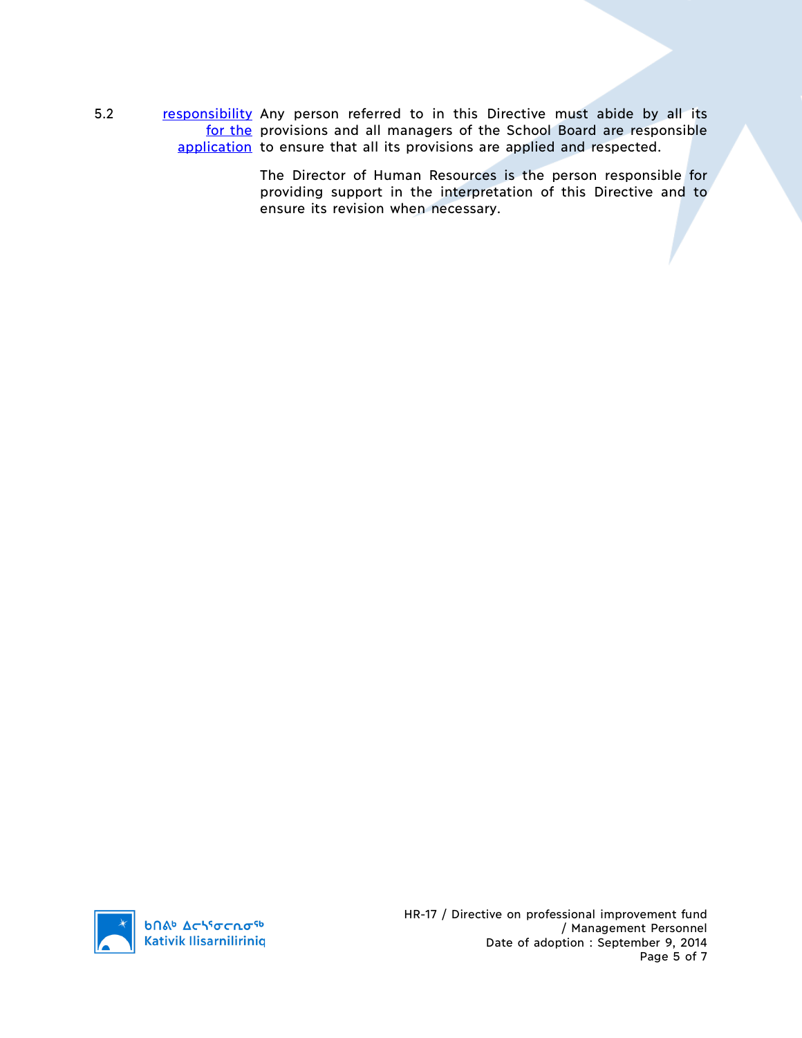5.2 **responsibility for the application**

Any person referred to in this Directive must abide by all its provisions and all managers of the School Board are responsible to ensure that all its provisions are applied and respected.

The Director of Human Resources is the person responsible for providing support in the interpretation of this Directive and to ensure its revision when necessary.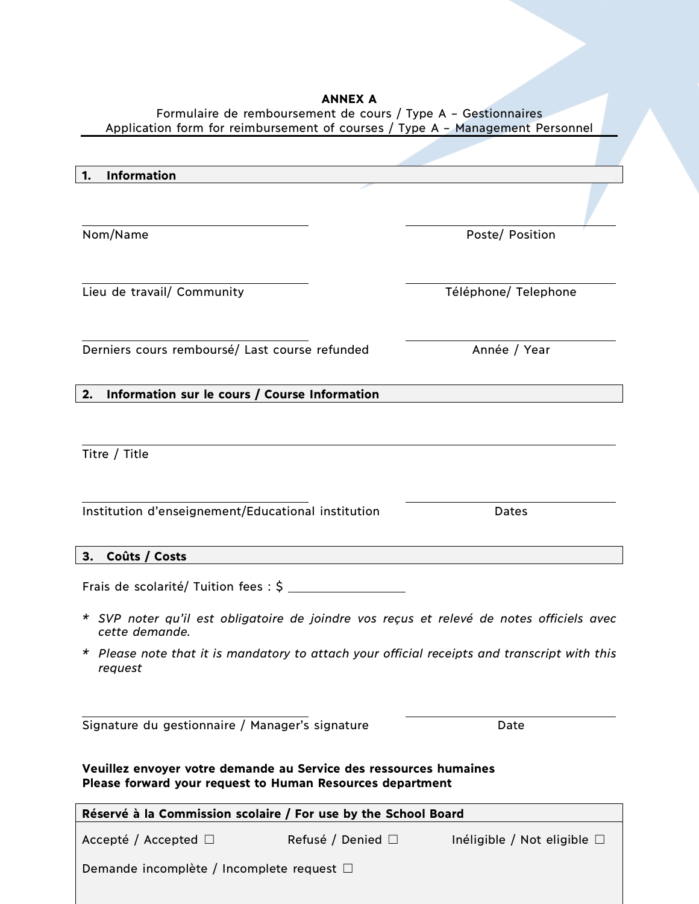**ANNEX A**

Formulaire de remboursement de cours / Type A – Gestionnaires
Application form for reimbursement of courses / Type A – Management Personnel

## 1. Information

Nom/Name ______________________ Poste/ Position ______________________

Lieu de travail/ Community ______________________ Téléphone/ Telephone ______________________

Derniers cours remboursé/ Last course refunded ______________________ Année / Year ______________________

## 2. Information sur le cours / Course Information

Titre / Title ______________________

Institution d'enseignement/Educational institution ______________________ Dates ______________________

## 3. Coûts / Costs

Frais de scolarité/ Tuition fees : $ ______________________

\* *SVP noter qu'il est obligatoire de joindre vos reçus et relevé de notes officiels avec cette demande.*

\* *Please note that it is mandatory to attach your official receipts and transcript with this request*

Signature du gestionnaire / Manager's signature ______________________ Date ______________________

**Veuillez envoyer votre demande au Service des ressources humaines**
**Please forward your request to Human Resources department**

**Réservé à la Commission scolaire / For use by the School Board**

Accepté / Accepted ☐ Refusé / Denied ☐ Inéligible / Not eligible ☐

Demande incomplète / Incomplete request ☐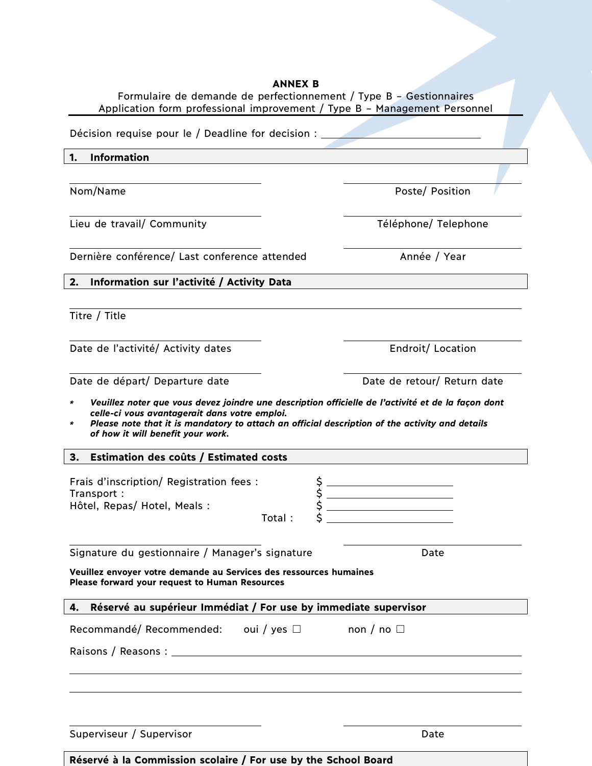**ANNEX B**

Formulaire de demande de perfectionnement / Type B – Gestionnaires
Application form professional improvement / Type B – Management Personnel

Décision requise pour le / Deadline for decision : ______________________

## 1. Information

Nom/Name ______________________ Poste/ Position ______________________

Lieu de travail/ Community ______________________ Téléphone/ Telephone ______________________

Dernière conférence/ Last conference attended ______________________ Année / Year ______________________

## 2. Information sur l'activité / Activity Data

Titre / Title ______________________

Date de l'activité/ Activity dates ______________________ Endroit/ Location ______________________

Date de départ/ Departure date ______________________ Date de retour/ Return date ______________________

- ***Veuillez noter que vous devez joindre une description officielle de l'activité et de la façon dont celle-ci vous avantagerait dans votre emploi.***
- ***Please note that it is mandatory to attach an official description of the activity and details of how it will benefit your work.***

## 3. Estimation des coûts / Estimated costs

Frais d'inscription/ Registration fees : $ ______________________
Transport : $ ______________________
Hôtel, Repas/ Hotel, Meals : $ ______________________
Total : $ ______________________

Signature du gestionnaire / Manager's signature ______________________ Date ______________________

**Veuillez envoyer votre demande au Services des ressources humaines**
**Please forward your request to Human Resources**

## 4. Réservé au supérieur Immédiat / For use by immediate supervisor

Recommandé/ Recommended: oui / yes ☐ non / no ☐

Raisons / Reasons : ______________________

______________________

______________________

Superviseur / Supervisor ______________________ Date ______________________

## Réservé à la Commission scolaire / For use by the School Board